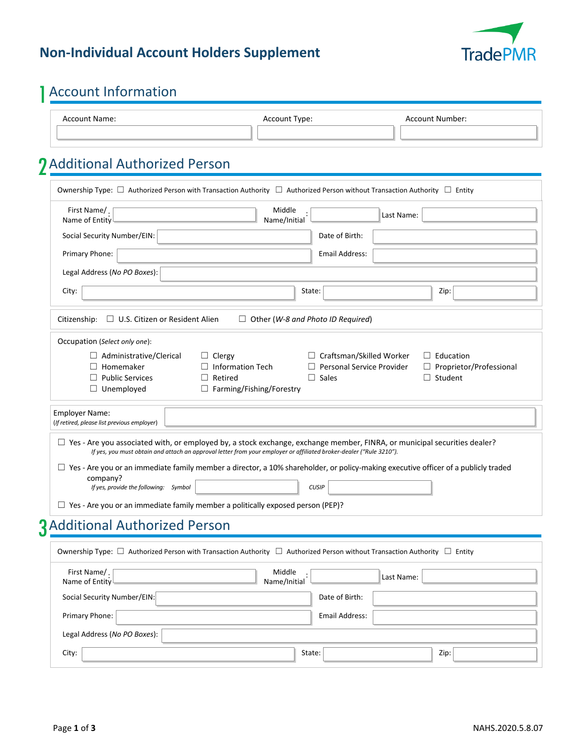# Non-Individual Account Holders Supplement

TradePMR

## 1 Account Information

Account Name: ______ Account Type: ______ Account Number: ______

## 2 Additional Authorized Person

Ownership Type: ☐ Authorized Person with Transaction Authority ☐ Authorized Person without Transaction Authority ☐ Entity

First Name/ Name of Entity: ______ Middle Name/Initial: ______ Last Name: ______

Social Security Number/EIN: ______ Date of Birth: ______

Primary Phone: ______ Email Address: ______

Legal Address (*No PO Boxes*): ______

City: ______ State: ______ Zip: ______

Citizenship: ☐ U.S. Citizen or Resident Alien ☐ Other (*W-8 and Photo ID Required*)

Occupation (*Select only one*):

☐ Administrative/Clerical ☐ Clergy ☐ Craftsman/Skilled Worker ☐ Education
☐ Homemaker ☐ Information Tech ☐ Personal Service Provider ☐ Proprietor/Professional
☐ Public Services ☐ Retired ☐ Sales ☐ Student
☐ Unemployed ☐ Farming/Fishing/Forestry

Employer Name: ______
(*If retired, please list previous employer*)

☐ Yes - Are you associated with, or employed by, a stock exchange, exchange member, FINRA, or municipal securities dealer?
*If yes, you must obtain and attach an approval letter from your employer or affiliated broker-dealer ("Rule 3210").*

☐ Yes - Are you or an immediate family member a director, a 10% shareholder, or policy-making executive officer of a publicly traded company?
*If yes, provide the following: Symbol* ______ *CUSIP* ______

☐ Yes - Are you or an immediate family member a politically exposed person (PEP)?

## 3 Additional Authorized Person

Ownership Type: ☐ Authorized Person with Transaction Authority ☐ Authorized Person without Transaction Authority ☐ Entity

First Name/ Name of Entity: ______ Middle Name/Initial: ______ Last Name: ______

Social Security Number/EIN: ______ Date of Birth: ______

Primary Phone: ______ Email Address: ______

Legal Address (*No PO Boxes*): ______

City: ______ State: ______ Zip: ______

NAHS.2020.5.8.07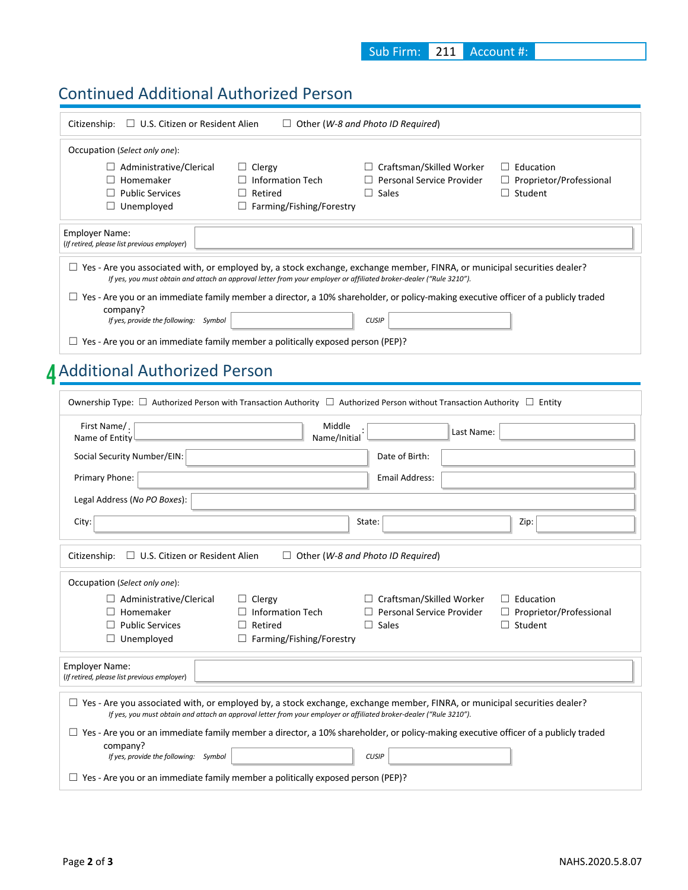Sub Firm: 211 Account #:

## Continued Additional Authorized Person

Citizenship: ☐ U.S. Citizen or Resident Alien ☐ Other (*W-8 and Photo ID Required*)

Occupation (*Select only one*):

| | | | |
|---|---|---|---|
| ☐ Administrative/Clerical | ☐ Clergy | ☐ Craftsman/Skilled Worker | ☐ Education |
| ☐ Homemaker | ☐ Information Tech | ☐ Personal Service Provider | ☐ Proprietor/Professional |
| ☐ Public Services | ☐ Retired | ☐ Sales | ☐ Student |
| ☐ Unemployed | ☐ Farming/Fishing/Forestry | | |

Employer Name:
(*If retired, please list previous employer*)

☐ Yes - Are you associated with, or employed by, a stock exchange, exchange member, FINRA, or municipal securities dealer?
*If yes, you must obtain and attach an approval letter from your employer or affiliated broker-dealer ("Rule 3210").*

☐ Yes - Are you or an immediate family member a director, a 10% shareholder, or policy-making executive officer of a publicly traded company?
*If yes, provide the following: Symbol* ______ *CUSIP* ______

☐ Yes - Are you or an immediate family member a politically exposed person (PEP)?

## 4 Additional Authorized Person

Ownership Type: ☐ Authorized Person with Transaction Authority ☐ Authorized Person without Transaction Authority ☐ Entity

First Name/ Name of Entity: ______ Middle Name/Initial: ______ Last Name: ______

Social Security Number/EIN: ______ Date of Birth: ______

Primary Phone: ______ Email Address: ______

Legal Address (*No PO Boxes*): ______

City: ______ State: ______ Zip: ______

Citizenship: ☐ U.S. Citizen or Resident Alien ☐ Other (*W-8 and Photo ID Required*)

Occupation (*Select only one*):

| | | | |
|---|---|---|---|
| ☐ Administrative/Clerical | ☐ Clergy | ☐ Craftsman/Skilled Worker | ☐ Education |
| ☐ Homemaker | ☐ Information Tech | ☐ Personal Service Provider | ☐ Proprietor/Professional |
| ☐ Public Services | ☐ Retired | ☐ Sales | ☐ Student |
| ☐ Unemployed | ☐ Farming/Fishing/Forestry | | |

Employer Name:
(*If retired, please list previous employer*)

☐ Yes - Are you associated with, or employed by, a stock exchange, exchange member, FINRA, or municipal securities dealer?
*If yes, you must obtain and attach an approval letter from your employer or affiliated broker-dealer ("Rule 3210").*

☐ Yes - Are you or an immediate family member a director, a 10% shareholder, or policy-making executive officer of a publicly traded company?
*If yes, provide the following: Symbol* ______ *CUSIP* ______

☐ Yes - Are you or an immediate family member a politically exposed person (PEP)?

NAHS.2020.5.8.07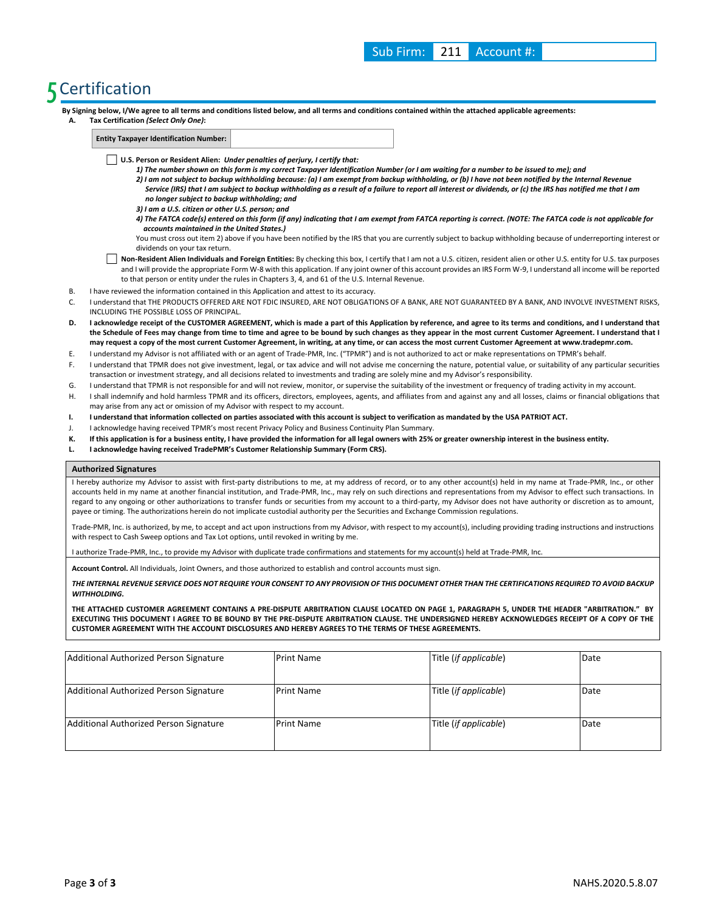| Sub Firm: | 211 | Account #: | |
|---|---|---|---|

# 5 Certification

**By Signing below, I/We agree to all terms and conditions listed below, and all terms and conditions contained within the attached applicable agreements:**

**A. Tax Certification *(Select Only One)*:**

| **Entity Taxpayer Identification Number:** | |
|---|---|

☐ **U.S. Person or Resident Alien:** ***Under penalties of perjury, I certify that:***

***1) The number shown on this form is my correct Taxpayer Identification Number (or I am waiting for a number to be issued to me); and***

***2) I am not subject to backup withholding because: (a) I am exempt from backup withholding, or (b) I have not been notified by the Internal Revenue Service (IRS) that I am subject to backup withholding as a result of a failure to report all interest or dividends, or (c) the IRS has notified me that I am no longer subject to backup withholding; and***

***3) I am a U.S. citizen or other U.S. person; and***

***4) The FATCA code(s) entered on this form (if any) indicating that I am exempt from FATCA reporting is correct. (NOTE: The FATCA code is not applicable for accounts maintained in the United States.)***

You must cross out item 2) above if you have been notified by the IRS that you are currently subject to backup withholding because of underreporting interest or dividends on your tax return.

☐ **Non-Resident Alien Individuals and Foreign Entities:** By checking this box, I certify that I am not a U.S. citizen, resident alien or other U.S. entity for U.S. tax purposes and I will provide the appropriate Form W-8 with this application. If any joint owner of this account provides an IRS Form W-9, I understand all income will be reported to that person or entity under the rules in Chapters 3, 4, and 61 of the U.S. Internal Revenue.

B. I have reviewed the information contained in this Application and attest to its accuracy.

C. I understand that THE PRODUCTS OFFERED ARE NOT FDIC INSURED, ARE NOT OBLIGATIONS OF A BANK, ARE NOT GUARANTEED BY A BANK, AND INVOLVE INVESTMENT RISKS, INCLUDING THE POSSIBLE LOSS OF PRINCIPAL.

**D. I acknowledge receipt of the CUSTOMER AGREEMENT, which is made a part of this Application by reference, and agree to its terms and conditions, and I understand that the Schedule of Fees may change from time to time and agree to be bound by such changes as they appear in the most current Customer Agreement. I understand that I may request a copy of the most current Customer Agreement, in writing, at any time, or can access the most current Customer Agreement at www.tradepmr.com.**

E. I understand my Advisor is not affiliated with or an agent of Trade-PMR, Inc. ("TPMR") and is not authorized to act or make representations on TPMR's behalf.

F. I understand that TPMR does not give investment, legal, or tax advice and will not advise me concerning the nature, potential value, or suitability of any particular securities transaction or investment strategy, and all decisions related to investments and trading are solely mine and my Advisor's responsibility.

G. I understand that TPMR is not responsible for and will not review, monitor, or supervise the suitability of the investment or frequency of trading activity in my account.

H. I shall indemnify and hold harmless TPMR and its officers, directors, employees, agents, and affiliates from and against any and all losses, claims or financial obligations that may arise from any act or omission of my Advisor with respect to my account.

**I. I understand that information collected on parties associated with this account is subject to verification as mandated by the USA PATRIOT ACT.**

J. I acknowledge having received TPMR's most recent Privacy Policy and Business Continuity Plan Summary.

**K. If this application is for a business entity, I have provided the information for all legal owners with 25% or greater ownership interest in the business entity.**

**L. I acknowledge having received TradePMR's Customer Relationship Summary (Form CRS).**

## Authorized Signatures

I hereby authorize my Advisor to assist with first-party distributions to me, at my address of record, or to any other account(s) held in my name at Trade-PMR, Inc., or other accounts held in my name at another financial institution, and Trade-PMR, Inc., may rely on such directions and representations from my Advisor to effect such transactions. In regard to any ongoing or other authorizations to transfer funds or securities from my account to a third-party, my Advisor does not have authority or discretion as to amount, payee or timing. The authorizations herein do not implicate custodial authority per the Securities and Exchange Commission regulations.

Trade-PMR, Inc. is authorized, by me, to accept and act upon instructions from my Advisor, with respect to my account(s), including providing trading instructions and instructions with respect to Cash Sweep options and Tax Lot options, until revoked in writing by me.

I authorize Trade-PMR, Inc., to provide my Advisor with duplicate trade confirmations and statements for my account(s) held at Trade-PMR, Inc.

**Account Control.** All Individuals, Joint Owners, and those authorized to establish and control accounts must sign.

***THE INTERNAL REVENUE SERVICE DOES NOT REQUIRE YOUR CONSENT TO ANY PROVISION OF THIS DOCUMENT OTHER THAN THE CERTIFICATIONS REQUIRED TO AVOID BACKUP WITHHOLDING.***

**THE ATTACHED CUSTOMER AGREEMENT CONTAINS A PRE-DISPUTE ARBITRATION CLAUSE LOCATED ON PAGE 1, PARAGRAPH 5, UNDER THE HEADER "ARBITRATION." BY EXECUTING THIS DOCUMENT I AGREE TO BE BOUND BY THE PRE-DISPUTE ARBITRATION CLAUSE. THE UNDERSIGNED HEREBY ACKNOWLEDGES RECEIPT OF A COPY OF THE CUSTOMER AGREEMENT WITH THE ACCOUNT DISCLOSURES AND HEREBY AGREES TO THE TERMS OF THESE AGREEMENTS.**

| | | | |
|---|---|---|---|
| Additional Authorized Person Signature | Print Name | Title (*if applicable*) | Date |
| Additional Authorized Person Signature | Print Name | Title (*if applicable*) | Date |
| Additional Authorized Person Signature | Print Name | Title (*if applicable*) | Date |

NAHS.2020.5.8.07